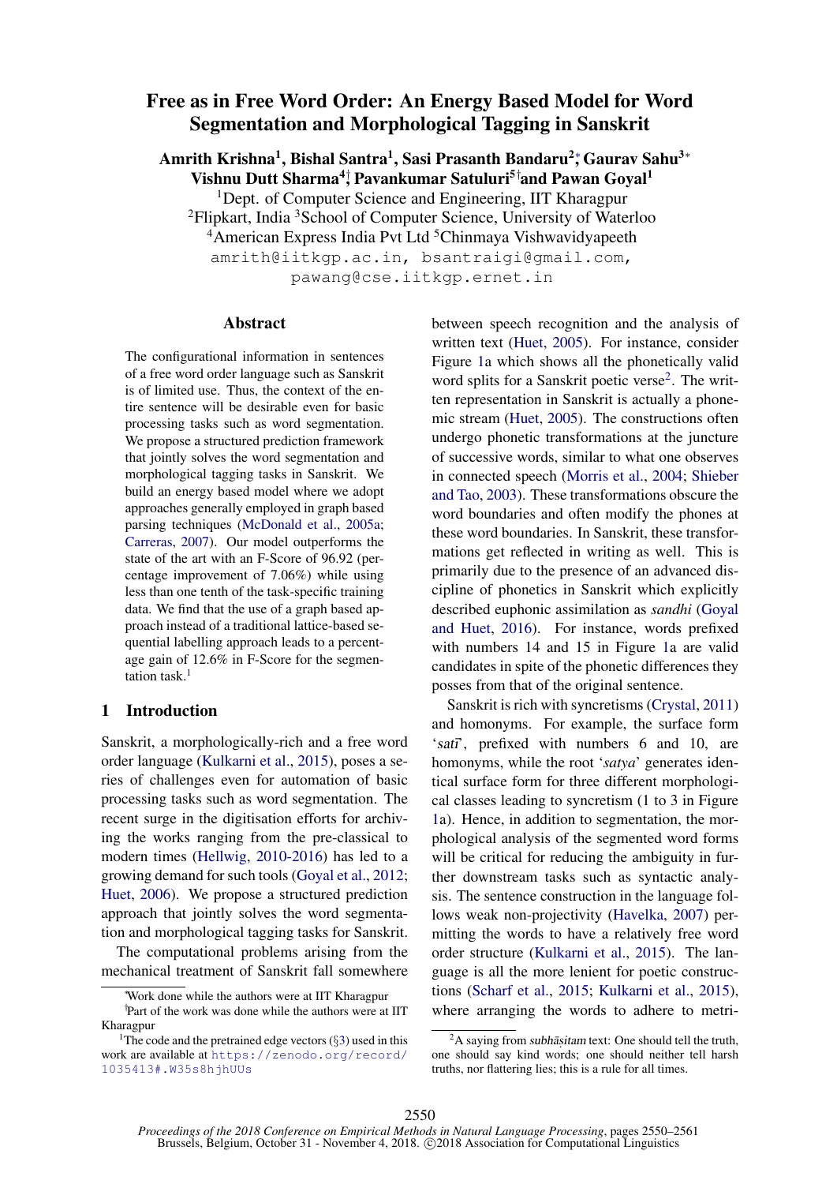# Free as in Free Word Order: An Energy Based Model for Word Segmentation and Morphological Tagging in Sanskrit

**Amrith Krishna[1], Bishal Santra[1], Sasi Prasanth Bandaru[2]\*, Gaurav Sahu[3]\***
**Vishnu Dutt Sharma[4]†, Pavankumar Satuluri[5]† and Pawan Goyal[1]**

[1]Dept. of Computer Science and Engineering, IIT Kharagpur
[2]Flipkart, India [3]School of Computer Science, University of Waterloo
[4]American Express India Pvt Ltd [5]Chinmaya Vishwavidyapeeth

amrith@iitkgp.ac.in, bsantraigi@gmail.com,
pawang@cse.iitkgp.ernet.in

## Abstract

The configurational information in sentences of a free word order language such as Sanskrit is of limited use. Thus, the context of the entire sentence will be desirable even for basic processing tasks such as word segmentation. We propose a structured prediction framework that jointly solves the word segmentation and morphological tagging tasks in Sanskrit. We build an energy based model where we adopt approaches generally employed in graph based parsing techniques (McDonald et al., 2005a; Carreras, 2007). Our model outperforms the state of the art with an F-Score of 96.92 (percentage improvement of 7.06%) while using less than one tenth of the task-specific training data. We find that the use of a graph based approach instead of a traditional lattice-based sequential labelling approach leads to a percentage gain of 12.6% in F-Score for the segmentation task.[1]

## 1 Introduction

Sanskrit, a morphologically-rich and a free word order language (Kulkarni et al., 2015), poses a series of challenges even for automation of basic processing tasks such as word segmentation. The recent surge in the digitisation efforts for archiving the works ranging from the pre-classical to modern times (Hellwig, 2010-2016) has led to a growing demand for such tools (Goyal et al., 2012; Huet, 2006). We propose a structured prediction approach that jointly solves the word segmentation and morphological tagging tasks for Sanskrit.

The computational problems arising from the mechanical treatment of Sanskrit fall somewhere between speech recognition and the analysis of written text (Huet, 2005). For instance, consider Figure 1a which shows all the phonetically valid word splits for a Sanskrit poetic verse[2]. The written representation in Sanskrit is actually a phonemic stream (Huet, 2005). The constructions often undergo phonetic transformations at the juncture of successive words, similar to what one observes in connected speech (Morris et al., 2004; Shieber and Tao, 2003). These transformations obscure the word boundaries and often modify the phones at these word boundaries. In Sanskrit, these transformations get reflected in writing as well. This is primarily due to the presence of an advanced discipline of phonetics in Sanskrit which explicitly described euphonic assimilation as *sandhi* (Goyal and Huet, 2016). For instance, words prefixed with numbers 14 and 15 in Figure 1a are valid candidates in spite of the phonetic differences they posses from that of the original sentence.

Sanskrit is rich with syncretisms (Crystal, 2011) and homonyms. For example, the surface form '*satī*', prefixed with numbers 6 and 10, are homonyms, while the root '*satya*' generates identical surface form for three different morphological classes leading to syncretism (1 to 3 in Figure 1a). Hence, in addition to segmentation, the morphological analysis of the segmented word forms will be critical for reducing the ambiguity in further downstream tasks such as syntactic analysis. The sentence construction in the language follows weak non-projectivity (Havelka, 2007) permitting the words to have a relatively free word order structure (Kulkarni et al., 2015). The language is all the more lenient for poetic constructions (Scharf et al., 2015; Kulkarni et al., 2015), where arranging the words to adhere to metri-

---

\*Work done while the authors were at IIT Kharagpur
†Part of the work was done while the authors were at IIT Kharagpur
[1]The code and the pretrained edge vectors (§3) used in this work are available at https://zenodo.org/record/1035413#.W35s8hjhUUs
[2]A saying from *subhāṣitam* text: One should tell the truth, one should say kind words; one should neither tell harsh truths, nor flattering lies; this is a rule for all times.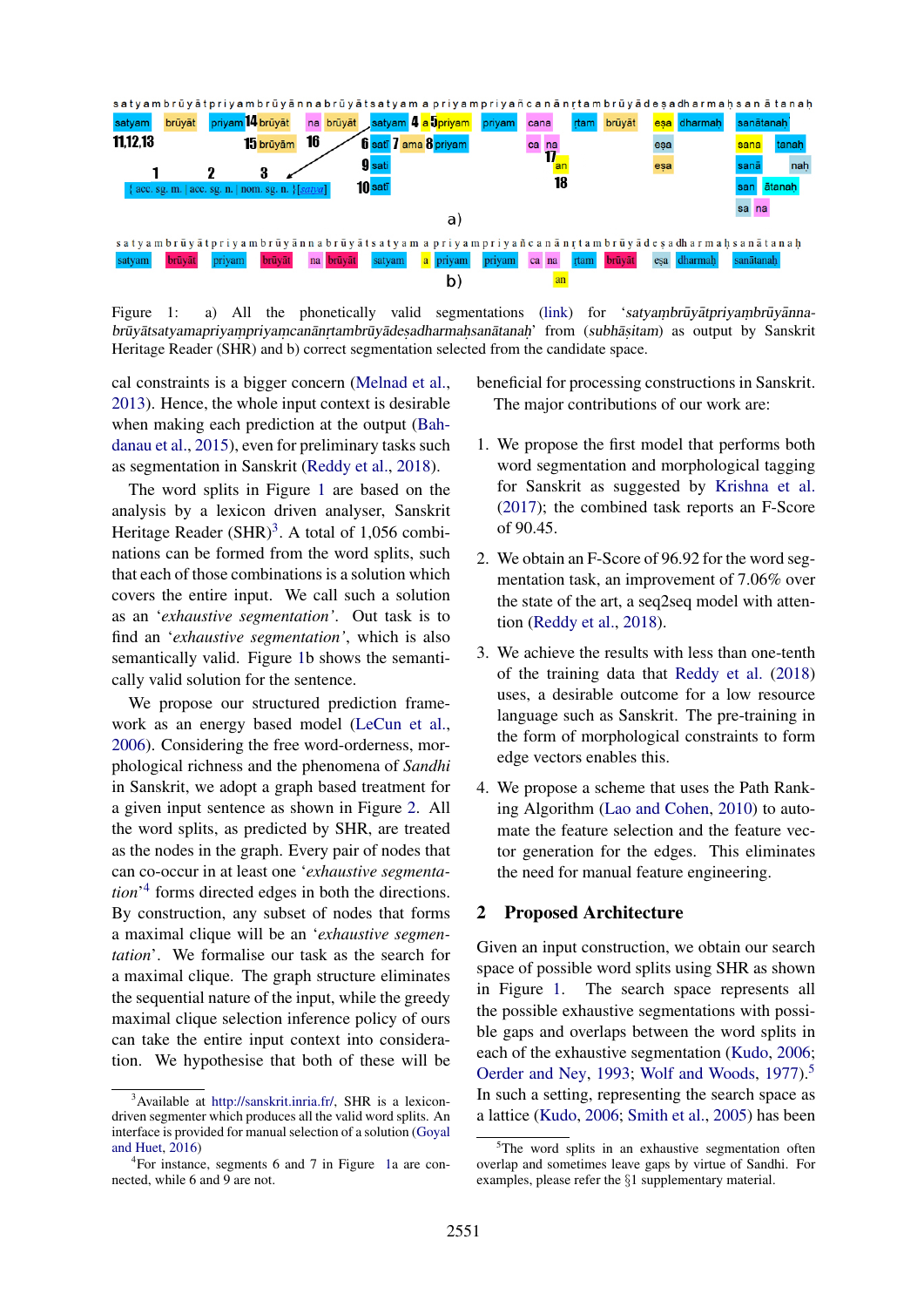Figure 1: a) All the phonetically valid segmentations (link) for '*satyaṃbrūyātpriyaṃbrūyānna-brūyātsatyamapriyaṃpriyaṃcanānṛtambrūyādeṣadharmaḥsanātanaḥ*' from (*subhāṣitam*) as output by Sanskrit Heritage Reader (SHR) and b) correct segmentation selected from the candidate space.

cal constraints is a bigger concern (Melnad et al., 2013). Hence, the whole input context is desirable when making each prediction at the output (Bahdanau et al., 2015), even for preliminary tasks such as segmentation in Sanskrit (Reddy et al., 2018).

The word splits in Figure 1 are based on the analysis by a lexicon driven analyser, Sanskrit Heritage Reader (SHR)[3]. A total of 1,056 combinations can be formed from the word splits, such that each of those combinations is a solution which covers the entire input. We call such a solution as an '*exhaustive segmentation*'. Out task is to find an '*exhaustive segmentation*', which is also semantically valid. Figure 1b shows the semantically valid solution for the sentence.

We propose our structured prediction framework as an energy based model (LeCun et al., 2006). Considering the free word-orderness, morphological richness and the phenomena of *Sandhi* in Sanskrit, we adopt a graph based treatment for a given input sentence as shown in Figure 2. All the word splits, as predicted by SHR, are treated as the nodes in the graph. Every pair of nodes that can co-occur in at least one '*exhaustive segmentation*'[4] forms directed edges in both the directions. By construction, any subset of nodes that forms a maximal clique will be an '*exhaustive segmentation*'. We formalise our task as the search for a maximal clique. The graph structure eliminates the sequential nature of the input, while the greedy maximal clique selection inference policy of ours can take the entire input context into consideration. We hypothesise that both of these will be beneficial for processing constructions in Sanskrit.

The major contributions of our work are:

1. We propose the first model that performs both word segmentation and morphological tagging for Sanskrit as suggested by Krishna et al. (2017); the combined task reports an F-Score of 90.45.

2. We obtain an F-Score of 96.92 for the word segmentation task, an improvement of 7.06% over the state of the art, a seq2seq model with attention (Reddy et al., 2018).

3. We achieve the results with less than one-tenth of the training data that Reddy et al. (2018) uses, a desirable outcome for a low resource language such as Sanskrit. The pre-training in the form of morphological constraints to form edge vectors enables this.

4. We propose a scheme that uses the Path Ranking Algorithm (Lao and Cohen, 2010) to automate the feature selection and the feature vector generation for the edges. This eliminates the need for manual feature engineering.

## 2 Proposed Architecture

Given an input construction, we obtain our search space of possible word splits using SHR as shown in Figure 1. The search space represents all the possible exhaustive segmentations with possible gaps and overlaps between the word splits in each of the exhaustive segmentation (Kudo, 2006; Oerder and Ney, 1993; Wolf and Woods, 1977).[5] In such a setting, representing the search space as a lattice (Kudo, 2006; Smith et al., 2005) has been

[3] Available at http://sanskrit.inria.fr/, SHR is a lexicon-driven segmenter which produces all the valid word splits. An interface is provided for manual selection of a solution (Goyal and Huet, 2016)

[4] For instance, segments 6 and 7 in Figure 1a are connected, while 6 and 9 are not.

[5] The word splits in an exhaustive segmentation often overlap and sometimes leave gaps by virtue of Sandhi. For examples, please refer the §1 supplementary material.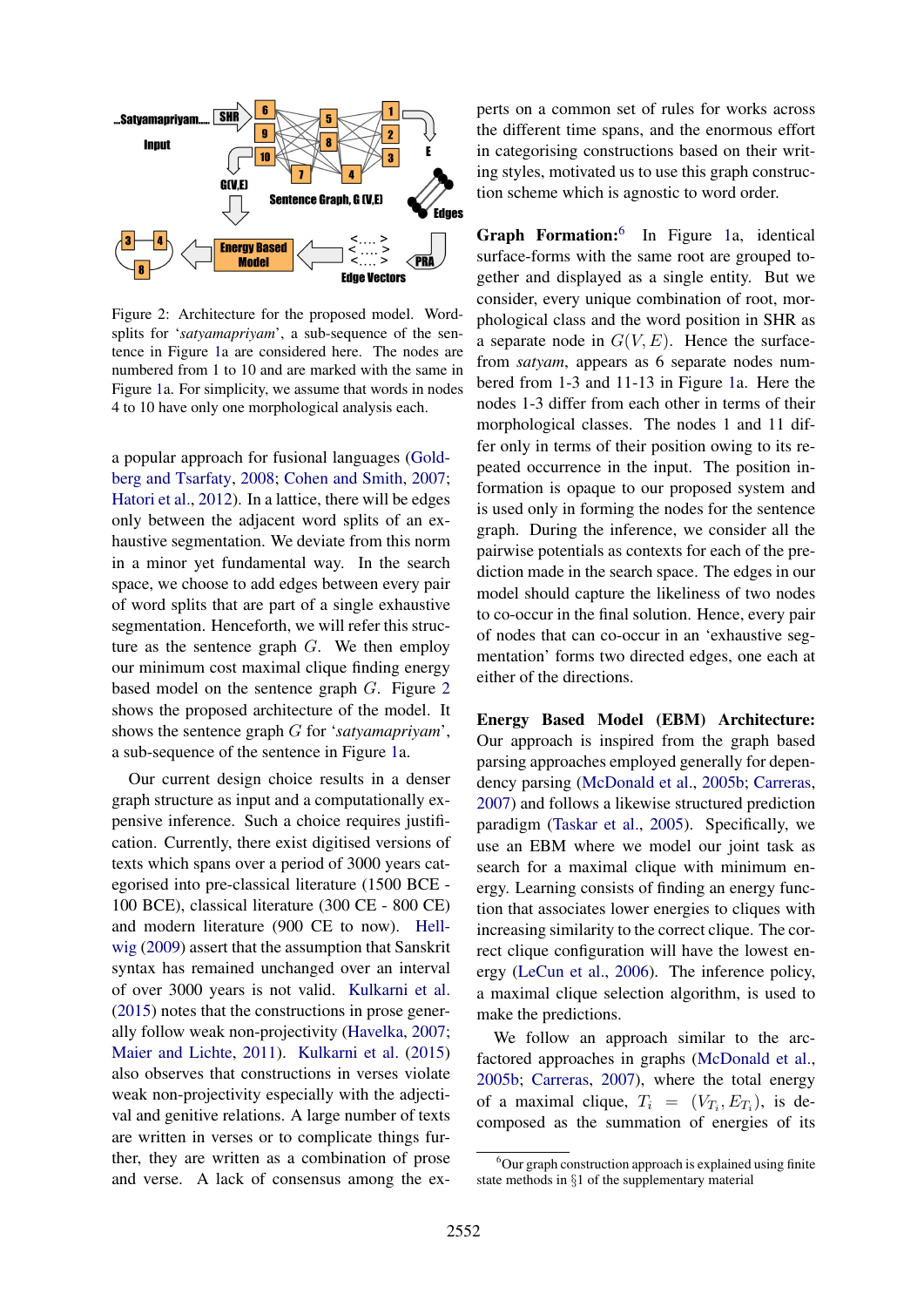Figure 2: Architecture for the proposed model. Word-splits for '*satyamapriyam*', a sub-sequence of the sentence in Figure 1a are considered here. The nodes are numbered from 1 to 10 and are marked with the same in Figure 1a. For simplicity, we assume that words in nodes 4 to 10 have only one morphological analysis each.

a popular approach for fusional languages (Goldberg and Tsarfaty, 2008; Cohen and Smith, 2007; Hatori et al., 2012). In a lattice, there will be edges only between the adjacent word splits of an exhaustive segmentation. We deviate from this norm in a minor yet fundamental way. In the search space, we choose to add edges between every pair of word splits that are part of a single exhaustive segmentation. Henceforth, we will refer this structure as the sentence graph $G$. We then employ our minimum cost maximal clique finding energy based model on the sentence graph $G$. Figure 2 shows the proposed architecture of the model. It shows the sentence graph $G$ for '*satyamapriyam*', a sub-sequence of the sentence in Figure 1a.

Our current design choice results in a denser graph structure as input and a computationally expensive inference. Such a choice requires justification. Currently, there exist digitised versions of texts which spans over a period of 3000 years categorised into pre-classical literature (1500 BCE - 100 BCE), classical literature (300 CE - 800 CE) and modern literature (900 CE to now). Hellwig (2009) assert that the assumption that Sanskrit syntax has remained unchanged over an interval of over 3000 years is not valid. Kulkarni et al. (2015) notes that the constructions in prose generally follow weak non-projectivity (Havelka, 2007; Maier and Lichte, 2011). Kulkarni et al. (2015) also observes that constructions in verses violate weak non-projectivity especially with the adjectival and genitive relations. A large number of texts are written in verses or to complicate things further, they are written as a combination of prose and verse. A lack of consensus among the experts on a common set of rules for works across the different time spans, and the enormous effort in categorising constructions based on their writing styles, motivated us to use this graph construction scheme which is agnostic to word order.

**Graph Formation:**[6] In Figure 1a, identical surface-forms with the same root are grouped together and displayed as a single entity. But we consider, every unique combination of root, morphological class and the word position in SHR as a separate node in $G(V, E)$. Hence the surface-from *satyam*, appears as 6 separate nodes numbered from 1-3 and 11-13 in Figure 1a. Here the nodes 1-3 differ from each other in terms of their morphological classes. The nodes 1 and 11 differ only in terms of their position owing to its repeated occurrence in the input. The position information is opaque to our proposed system and is used only in forming the nodes for the sentence graph. During the inference, we consider all the pairwise potentials as contexts for each of the prediction made in the search space. The edges in our model should capture the likeliness of two nodes to co-occur in the final solution. Hence, every pair of nodes that can co-occur in an 'exhaustive segmentation' forms two directed edges, one each at either of the directions.

**Energy Based Model (EBM) Architecture:** Our approach is inspired from the graph based parsing approaches employed generally for dependency parsing (McDonald et al., 2005b; Carreras, 2007) and follows a likewise structured prediction paradigm (Taskar et al., 2005). Specifically, we use an EBM where we model our joint task as search for a maximal clique with minimum energy. Learning consists of finding an energy function that associates lower energies to cliques with increasing similarity to the correct clique. The correct clique configuration will have the lowest energy (LeCun et al., 2006). The inference policy, a maximal clique selection algorithm, is used to make the predictions.

We follow an approach similar to the arc-factored approaches in graphs (McDonald et al., 2005b; Carreras, 2007), where the total energy of a maximal clique, $T_i = (V_{T_i}, E_{T_i})$, is decomposed as the summation of energies of its

[6] Our graph construction approach is explained using finite state methods in §1 of the supplementary material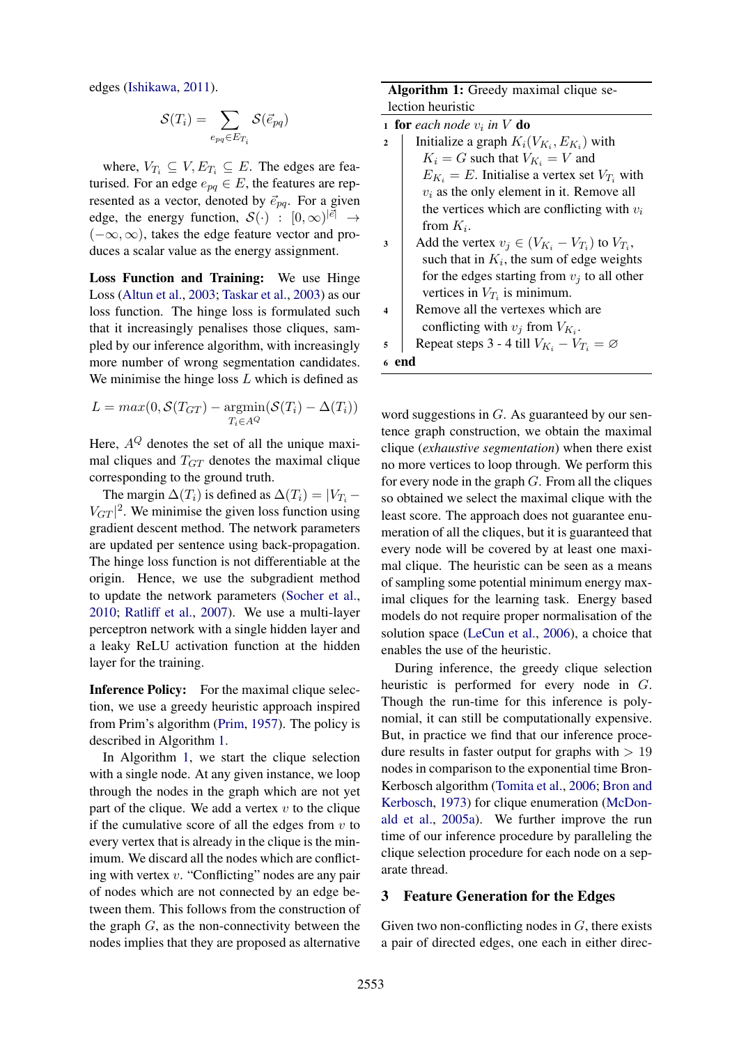edges (Ishikawa, 2011).

$$\mathcal{S}(T_i) = \sum_{e_{pq} \in E_{T_i}} \mathcal{S}(\vec{e}_{pq})$$

where, $V_{T_i} \subseteq V, E_{T_i} \subseteq E$. The edges are featurised. For an edge $e_{pq} \in E$, the features are represented as a vector, denoted by $\vec{e}_{pq}$. For a given edge, the energy function, $\mathcal{S}(\cdot) : [0, \infty)^{|\vec{e}|} \rightarrow (-\infty, \infty)$, takes the edge feature vector and produces a scalar value as the energy assignment.

**Loss Function and Training:** We use Hinge Loss (Altun et al., 2003; Taskar et al., 2003) as our loss function. The hinge loss is formulated such that it increasingly penalises those cliques, sampled by our inference algorithm, with increasingly more number of wrong segmentation candidates. We minimise the hinge loss $L$ which is defined as

$$L = max(0, \mathcal{S}(T_{GT}) - \underset{T_i \in A^Q}{\text{argmin}}(\mathcal{S}(T_i) - \Delta(T_i))$$

Here, $A^Q$ denotes the set of all the unique maximal cliques and $T_{GT}$ denotes the maximal clique corresponding to the ground truth.

The margin $\Delta(T_i)$ is defined as $\Delta(T_i) = |V_{T_i} - V_{GT}|^2$. We minimise the given loss function using gradient descent method. The network parameters are updated per sentence using back-propagation. The hinge loss function is not differentiable at the origin. Hence, we use the subgradient method to update the network parameters (Socher et al., 2010; Ratliff et al., 2007). We use a multi-layer perceptron network with a single hidden layer and a leaky ReLU activation function at the hidden layer for the training.

**Inference Policy:** For the maximal clique selection, we use a greedy heuristic approach inspired from Prim's algorithm (Prim, 1957). The policy is described in Algorithm 1.

**Algorithm 1:** Greedy maximal clique selection heuristic

```
1 for each node v_i in V do
2     Initialize a graph K_i(V_{K_i}, E_{K_i}) with
      K_i = G such that V_{K_i} = V and
      E_{K_i} = E. Initialise a vertex set V_{T_i} with
      v_i as the only element in it. Remove all
      the vertices which are conflicting with v_i
      from K_i.
3     Add the vertex v_j ∈ (V_{K_i} − V_{T_i}) to V_{T_i},
      such that in K_i, the sum of edge weights
      for the edges starting from v_j to all other
      vertices in V_{T_i} is minimum.
4     Remove all the vertexes which are
      conflicting with v_j from V_{K_i}.
5     Repeat steps 3 - 4 till V_{K_i} − V_{T_i} = ∅
6 end
```

In Algorithm 1, we start the clique selection with a single node. At any given instance, we loop through the nodes in the graph which are not yet part of the clique. We add a vertex $v$ to the clique if the cumulative score of all the edges from $v$ to every vertex that is already in the clique is the minimum. We discard all the nodes which are conflicting with vertex $v$. "Conflicting" nodes are any pair of nodes which are not connected by an edge between them. This follows from the construction of the graph $G$, as the non-connectivity between the nodes implies that they are proposed as alternative word suggestions in $G$. As guaranteed by our sentence graph construction, we obtain the maximal clique (*exhaustive segmentation*) when there exist no more vertices to loop through. We perform this for every node in the graph $G$. From all the cliques so obtained we select the maximal clique with the least score. The approach does not guarantee enumeration of all the cliques, but it is guaranteed that every node will be covered by at least one maximal clique. The heuristic can be seen as a means of sampling some potential minimum energy maximal cliques for the learning task. Energy based models do not require proper normalisation of the solution space (LeCun et al., 2006), a choice that enables the use of the heuristic.

During inference, the greedy clique selection heuristic is performed for every node in $G$. Though the run-time for this inference is polynomial, it can still be computationally expensive. But, in practice we find that our inference procedure results in faster output for graphs with $> 19$ nodes in comparison to the exponential time Bron-Kerbosch algorithm (Tomita et al., 2006; Bron and Kerbosch, 1973) for clique enumeration (McDonald et al., 2005a). We further improve the run time of our inference procedure by paralleling the clique selection procedure for each node on a separate thread.

## 3 Feature Generation for the Edges

Given two non-conflicting nodes in $G$, there exists a pair of directed edges, one each in either direc-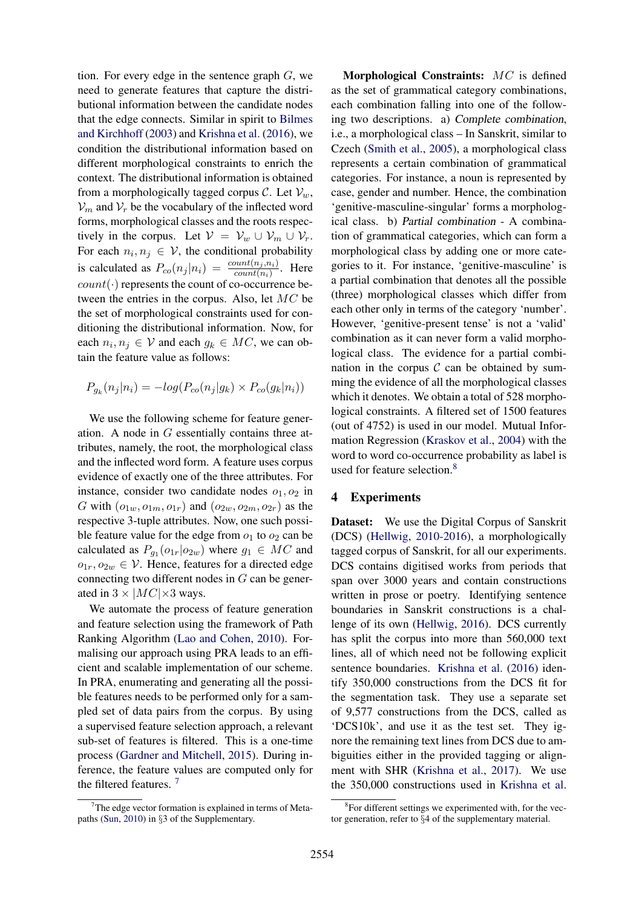tion. For every edge in the sentence graph $G$, we need to generate features that capture the distributional information between the candidate nodes that the edge connects. Similar in spirit to Bilmes and Kirchhoff (2003) and Krishna et al. (2016), we condition the distributional information based on different morphological constraints to enrich the context. The distributional information is obtained from a morphologically tagged corpus $\mathcal{C}$. Let $\mathcal{V}_w$, $\mathcal{V}_m$ and $\mathcal{V}_r$ be the vocabulary of the inflected word forms, morphological classes and the roots respectively in the corpus. Let $\mathcal{V} = \mathcal{V}_w \cup \mathcal{V}_m \cup \mathcal{V}_r$. For each $n_i, n_j \in \mathcal{V}$, the conditional probability is calculated as $P_{co}(n_j|n_i) = \frac{count(n_j,n_i)}{count(n_i)}$. Here $count(\cdot)$ represents the count of co-occurrence between the entries in the corpus. Also, let $MC$ be the set of morphological constraints used for conditioning the distributional information. Now, for each $n_i, n_j \in \mathcal{V}$ and each $g_k \in MC$, we can obtain the feature value as follows:

$$P_{g_k}(n_j|n_i) = -log(P_{co}(n_j|g_k) \times P_{co}(g_k|n_i))$$

We use the following scheme for feature generation. A node in $G$ essentially contains three attributes, namely, the root, the morphological class and the inflected word form. A feature uses corpus evidence of exactly one of the three attributes. For instance, consider two candidate nodes $o_1, o_2$ in $G$ with $(o_{1w}, o_{1m}, o_{1r})$ and $(o_{2w}, o_{2m}, o_{2r})$ as the respective 3-tuple attributes. Now, one such possible feature value for the edge from $o_1$ to $o_2$ can be calculated as $P_{g_1}(o_{1r}|o_{2w})$ where $g_1 \in MC$ and $o_{1r}, o_{2w} \in \mathcal{V}$. Hence, features for a directed edge connecting two different nodes in $G$ can be generated in $3 \times |MC| \times 3$ ways.

We automate the process of feature generation and feature selection using the framework of Path Ranking Algorithm (Lao and Cohen, 2010). Formalising our approach using PRA leads to an efficient and scalable implementation of our scheme. In PRA, enumerating and generating all the possible features needs to be performed only for a sampled set of data pairs from the corpus. By using a supervised feature selection approach, a relevant sub-set of features is filtered. This is a one-time process (Gardner and Mitchell, 2015). During inference, the feature values are computed only for the filtered features. [7]

**Morphological Constraints:** $MC$ is defined as the set of grammatical category combinations, each combination falling into one of the following two descriptions. a) *Complete combination*, i.e., a morphological class – In Sanskrit, similar to Czech (Smith et al., 2005), a morphological class represents a certain combination of grammatical categories. For instance, a noun is represented by case, gender and number. Hence, the combination 'genitive-masculine-singular' forms a morphological class. b) *Partial combination* - A combination of grammatical categories, which can form a morphological class by adding one or more categories to it. For instance, 'genitive-masculine' is a partial combination that denotes all the possible (three) morphological classes which differ from each other only in terms of the category 'number'. However, 'genitive-present tense' is not a 'valid' combination as it can never form a valid morphological class. The evidence for a partial combination in the corpus $\mathcal{C}$ can be obtained by summing the evidence of all the morphological classes which it denotes. We obtain a total of 528 morphological constraints. A filtered set of 1500 features (out of 4752) is used in our model. Mutual Information Regression (Kraskov et al., 2004) with the word to word co-occurrence probability as label is used for feature selection.[8]

## 4 Experiments

**Dataset:** We use the Digital Corpus of Sanskrit (DCS) (Hellwig, 2010-2016), a morphologically tagged corpus of Sanskrit, for all our experiments. DCS contains digitised works from periods that span over 3000 years and contain constructions written in prose or poetry. Identifying sentence boundaries in Sanskrit constructions is a challenge of its own (Hellwig, 2016). DCS currently has split the corpus into more than 560,000 text lines, all of which need not be following explicit sentence boundaries. Krishna et al. (2016) identify 350,000 constructions from the DCS fit for the segmentation task. They use a separate set of 9,577 constructions from the DCS, called as 'DCS10k', and use it as the test set. They ignore the remaining text lines from DCS due to ambiguities either in the provided tagging or alignment with SHR (Krishna et al., 2017). We use the 350,000 constructions used in Krishna et al.

[7] The edge vector formation is explained in terms of Metapaths (Sun, 2010) in §3 of the Supplementary.

[8] For different settings we experimented with, for the vector generation, refer to §4 of the supplementary material.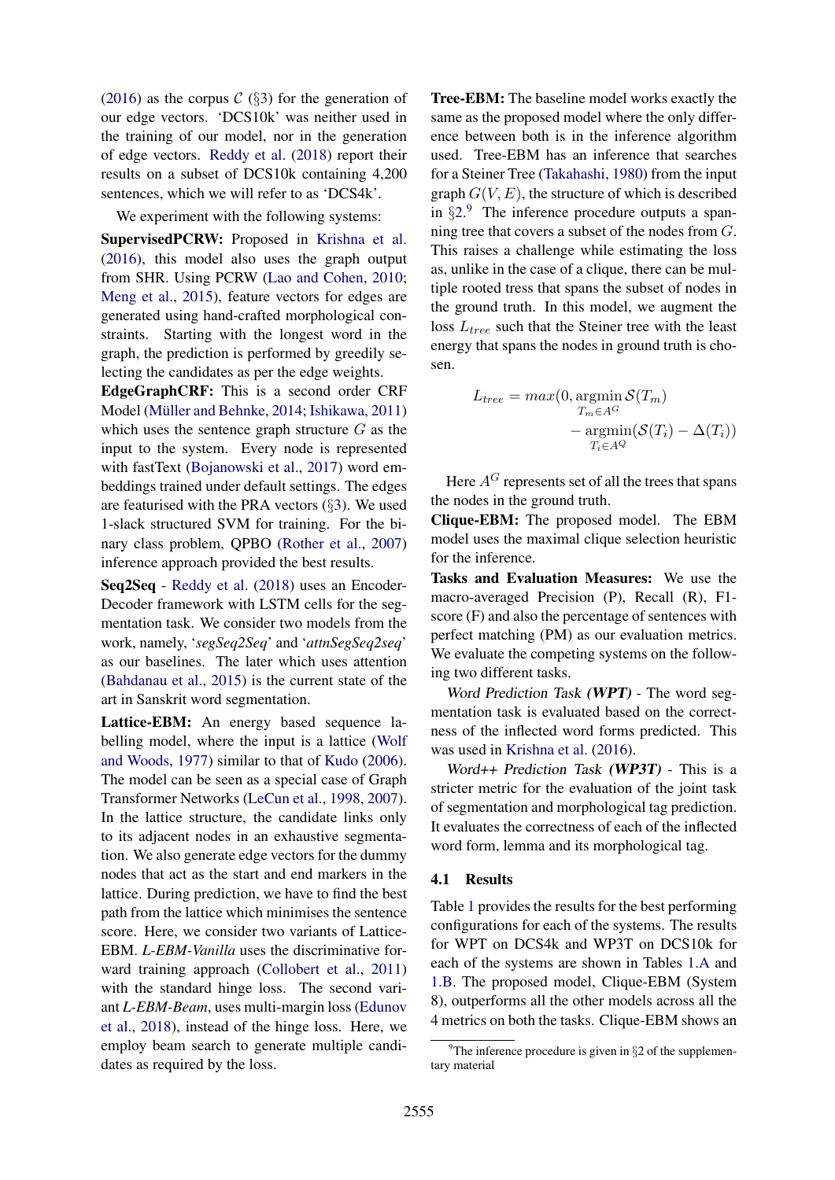(2016) as the corpus $\mathcal{C}$ (§3) for the generation of our edge vectors. 'DCS10k' was neither used in the training of our model, nor in the generation of edge vectors. Reddy et al. (2018) report their results on a subset of DCS10k containing 4,200 sentences, which we will refer to as 'DCS4k'.

We experiment with the following systems:

**SupervisedPCRW:** Proposed in Krishna et al. (2016), this model also uses the graph output from SHR. Using PCRW (Lao and Cohen, 2010; Meng et al., 2015), feature vectors for edges are generated using hand-crafted morphological constraints. Starting with the longest word in the graph, the prediction is performed by greedily selecting the candidates as per the edge weights.

**EdgeGraphCRF:** This is a second order CRF Model (Müller and Behnke, 2014; Ishikawa, 2011) which uses the sentence graph structure $G$ as the input to the system. Every node is represented with fastText (Bojanowski et al., 2017) word embeddings trained under default settings. The edges are featurised with the PRA vectors (§3). We used 1-slack structured SVM for training. For the binary class problem, QPBO (Rother et al., 2007) inference approach provided the best results.

**Seq2Seq** - Reddy et al. (2018) uses an Encoder-Decoder framework with LSTM cells for the segmentation task. We consider two models from the work, namely, '*segSeq2Seq*' and '*attnSegSeq2seq*' as our baselines. The later which uses attention (Bahdanau et al., 2015) is the current state of the art in Sanskrit word segmentation.

**Lattice-EBM:** An energy based sequence labelling model, where the input is a lattice (Wolf and Woods, 1977) similar to that of Kudo (2006). The model can be seen as a special case of Graph Transformer Networks (LeCun et al., 1998, 2007). In the lattice structure, the candidate links only to its adjacent nodes in an exhaustive segmentation. We also generate edge vectors for the dummy nodes that act as the start and end markers in the lattice. During prediction, we have to find the best path from the lattice which minimises the sentence score. Here, we consider two variants of Lattice-EBM. *L-EBM-Vanilla* uses the discriminative forward training approach (Collobert et al., 2011) with the standard hinge loss. The second variant *L-EBM-Beam*, uses multi-margin loss (Edunov et al., 2018), instead of the hinge loss. Here, we employ beam search to generate multiple candidates as required by the loss.

**Tree-EBM:** The baseline model works exactly the same as the proposed model where the only difference between both is in the inference algorithm used. Tree-EBM has an inference that searches for a Steiner Tree (Takahashi, 1980) from the input graph $G(V, E)$, the structure of which is described in §2.[9] The inference procedure outputs a spanning tree that covers a subset of the nodes from $G$. This raises a challenge while estimating the loss as, unlike in the case of a clique, there can be multiple rooted tress that spans the subset of nodes in the ground truth. In this model, we augment the loss $L_{tree}$ such that the Steiner tree with the least energy that spans the nodes in ground truth is chosen.

$$L_{tree} = max(0, \underset{T_m \in A^G}{\text{argmin}}\, \mathcal{S}(T_m) - \underset{T_i \in A^Q}{\text{argmin}}(\mathcal{S}(T_i) - \Delta(T_i)))$$

Here $A^G$ represents set of all the trees that spans the nodes in the ground truth.

**Clique-EBM:** The proposed model. The EBM model uses the maximal clique selection heuristic for the inference.

**Tasks and Evaluation Measures:** We use the macro-averaged Precision (P), Recall (R), F1-score (F) and also the percentage of sentences with perfect matching (PM) as our evaluation metrics. We evaluate the competing systems on the following two different tasks.

*Word Prediction Task **(WPT)*** - The word segmentation task is evaluated based on the correctness of the inflected word forms predicted. This was used in Krishna et al. (2016).

*Word++ Prediction Task **(WP3T)*** - This is a stricter metric for the evaluation of the joint task of segmentation and morphological tag prediction. It evaluates the correctness of each of the inflected word form, lemma and its morphological tag.

## 4.1 Results

Table 1 provides the results for the best performing configurations for each of the systems. The results for WPT on DCS4k and WP3T on DCS10k for each of the systems are shown in Tables 1.A and 1.B. The proposed model, Clique-EBM (System 8), outperforms all the other models across all the 4 metrics on both the tasks. Clique-EBM shows an

[9] The inference procedure is given in §2 of the supplementary material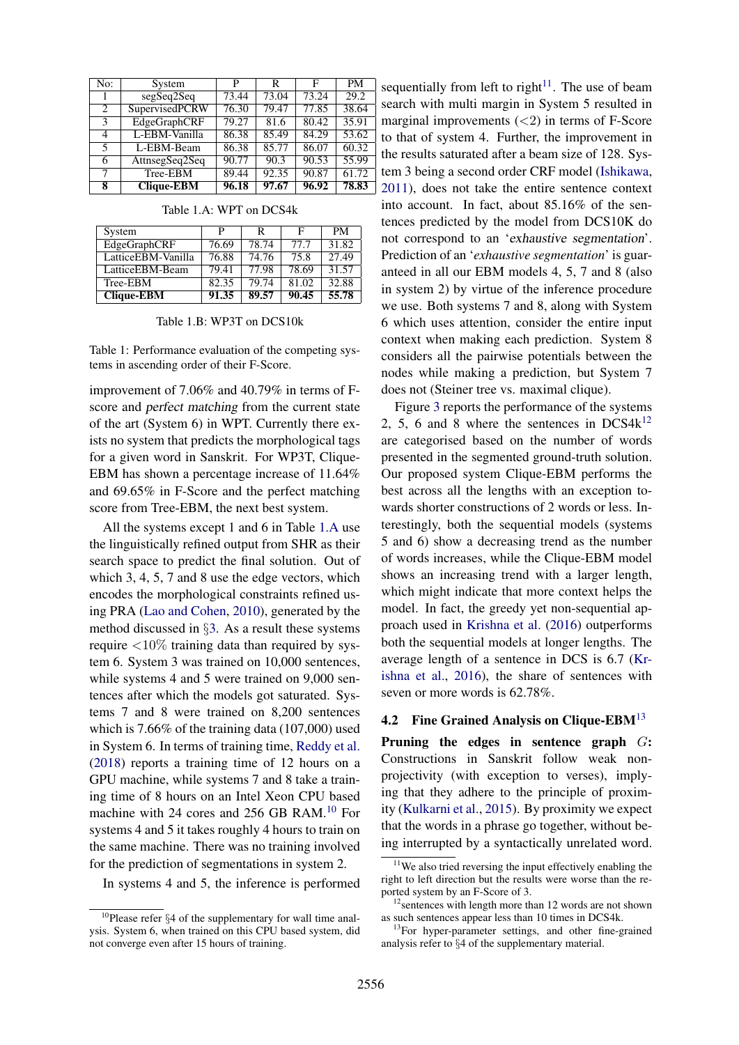| No: | System | P | R | F | PM |
|---|---|---|---|---|---|
| 1 | segSeq2Seq | 73.44 | 73.04 | 73.24 | 29.2 |
| 2 | SupervisedPCRW | 76.30 | 79.47 | 77.85 | 38.64 |
| 3 | EdgeGraphCRF | 79.27 | 81.6 | 80.42 | 35.91 |
| 4 | L-EBM-Vanilla | 86.38 | 85.49 | 84.29 | 53.62 |
| 5 | L-EBM-Beam | 86.38 | 85.77 | 86.07 | 60.32 |
| 6 | AttnsegSeq2Seq | 90.77 | 90.3 | 90.53 | 55.99 |
| 7 | Tree-EBM | 89.44 | 92.35 | 90.87 | 61.72 |
| **8** | **Clique-EBM** | **96.18** | **97.67** | **96.92** | **78.83** |

Table 1.A: WPT on DCS4k

| System | P | R | F | PM |
|---|---|---|---|---|
| EdgeGraphCRF | 76.69 | 78.74 | 77.7 | 31.82 |
| LatticeEBM-Vanilla | 76.88 | 74.76 | 75.8 | 27.49 |
| LatticeEBM-Beam | 79.41 | 77.98 | 78.69 | 31.57 |
| Tree-EBM | 82.35 | 79.74 | 81.02 | 32.88 |
| **Clique-EBM** | **91.35** | **89.57** | **90.45** | **55.78** |

Table 1.B: WP3T on DCS10k

Table 1: Performance evaluation of the competing systems in ascending order of their F-Score.

improvement of 7.06% and 40.79% in terms of F-score and *perfect matching* from the current state of the art (System 6) in WPT. Currently there exists no system that predicts the morphological tags for a given word in Sanskrit. For WP3T, Clique-EBM has shown a percentage increase of 11.64% and 69.65% in F-Score and the perfect matching score from Tree-EBM, the next best system.

All the systems except 1 and 6 in Table 1.A use the linguistically refined output from SHR as their search space to predict the final solution. Out of which 3, 4, 5, 7 and 8 use the edge vectors, which encodes the morphological constraints refined using PRA (Lao and Cohen, 2010), generated by the method discussed in §3. As a result these systems require <10% training data than required by system 6. System 3 was trained on 10,000 sentences, while systems 4 and 5 were trained on 9,000 sentences after which the models got saturated. Systems 7 and 8 were trained on 8,200 sentences which is 7.66% of the training data (107,000) used in System 6. In terms of training time, Reddy et al. (2018) reports a training time of 12 hours on a GPU machine, while systems 7 and 8 take a training time of 8 hours on an Intel Xeon CPU based machine with 24 cores and 256 GB RAM.[10] For systems 4 and 5 it takes roughly 4 hours to train on the same machine. There was no training involved for the prediction of segmentations in system 2.

In systems 4 and 5, the inference is performed sequentially from left to right[11]. The use of beam search with multi margin in System 5 resulted in marginal improvements (<2) in terms of F-Score to that of system 4. Further, the improvement in the results saturated after a beam size of 128. System 3 being a second order CRF model (Ishikawa, 2011), does not take the entire sentence context into account. In fact, about 85.16% of the sentences predicted by the model from DCS10K do not correspond to an '*exhaustive segmentation*'. Prediction of an '*exhaustive segmentation*' is guaranteed in all our EBM models 4, 5, 7 and 8 (also in system 2) by virtue of the inference procedure we use. Both systems 7 and 8, along with System 6 which uses attention, consider the entire input context when making each prediction. System 8 considers all the pairwise potentials between the nodes while making a prediction, but System 7 does not (Steiner tree vs. maximal clique).

Figure 3 reports the performance of the systems 2, 5, 6 and 8 where the sentences in DCS4k[12] are categorised based on the number of words presented in the segmented ground-truth solution. Our proposed system Clique-EBM performs the best across all the lengths with an exception towards shorter constructions of 2 words or less. Interestingly, both the sequential models (systems 5 and 6) show a decreasing trend as the number of words increases, while the Clique-EBM model shows an increasing trend with a larger length, which might indicate that more context helps the model. In fact, the greedy yet non-sequential approach used in Krishna et al. (2016) outperforms both the sequential models at longer lengths. The average length of a sentence in DCS is 6.7 (Krishna et al., 2016), the share of sentences with seven or more words is 62.78%.

## 4.2 Fine Grained Analysis on Clique-EBM[13]

**Pruning the edges in sentence graph $G$:** Constructions in Sanskrit follow weak non-projectivity (with exception to verses), implying that they adhere to the principle of proximity (Kulkarni et al., 2015). By proximity we expect that the words in a phrase go together, without being interrupted by a syntactically unrelated word.

[10] Please refer §4 of the supplementary for wall time analysis. System 6, when trained on this CPU based system, did not converge even after 15 hours of training.

[11] We also tried reversing the input effectively enabling the right to left direction but the results were worse than the reported system by an F-Score of 3.

[12] sentences with length more than 12 words are not shown as such sentences appear less than 10 times in DCS4k.

[13] For hyper-parameter settings, and other fine-grained analysis refer to §4 of the supplementary material.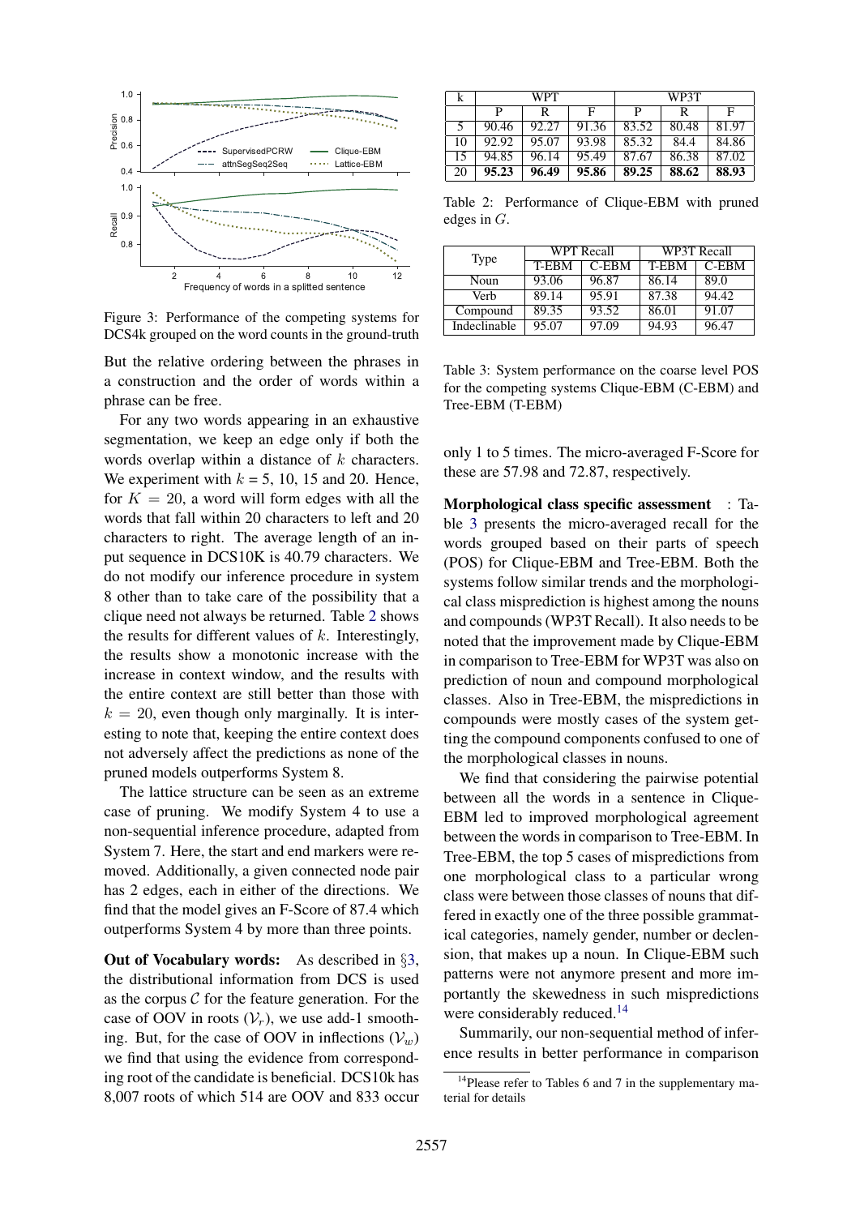Figure 3: Performance of the competing systems for DCS4k grouped on the word counts in the ground-truth

But the relative ordering between the phrases in a construction and the order of words within a phrase can be free.

For any two words appearing in an exhaustive segmentation, we keep an edge only if both the words overlap within a distance of $k$ characters. We experiment with $k$ = 5, 10, 15 and 20. Hence, for $K = 20$, a word will form edges with all the words that fall within 20 characters to left and 20 characters to right. The average length of an input sequence in DCS10K is 40.79 characters. We do not modify our inference procedure in system 8 other than to take care of the possibility that a clique need not always be returned. Table 2 shows the results for different values of $k$. Interestingly, the results show a monotonic increase with the increase in context window, and the results with the entire context are still better than those with $k = 20$, even though only marginally. It is interesting to note that, keeping the entire context does not adversely affect the predictions as none of the pruned models outperforms System 8.

The lattice structure can be seen as an extreme case of pruning. We modify System 4 to use a non-sequential inference procedure, adapted from System 7. Here, the start and end markers were removed. Additionally, a given connected node pair has 2 edges, each in either of the directions. We find that the model gives an F-Score of 87.4 which outperforms System 4 by more than three points.

**Out of Vocabulary words:** As described in §3, the distributional information from DCS is used as the corpus $\mathcal{C}$ for the feature generation. For the case of OOV in roots ($\mathcal{V}_r$), we use add-1 smoothing. But, for the case of OOV in inflections ($\mathcal{V}_w$) we find that using the evidence from corresponding root of the candidate is beneficial. DCS10k has 8,007 roots of which 514 are OOV and 833 occur only 1 to 5 times. The micro-averaged F-Score for these are 57.98 and 72.87, respectively.

| k | WPT | | | WP3T | | |
|---|---|---|---|---|---|---|
| | P | R | F | P | R | F |
| 5 | 90.46 | 92.27 | 91.36 | 83.52 | 80.48 | 81.97 |
| 10 | 92.92 | 95.07 | 93.98 | 85.32 | 84.4 | 84.86 |
| 15 | 94.85 | 96.14 | 95.49 | 87.67 | 86.38 | 87.02 |
| 20 | **95.23** | **96.49** | **95.86** | **89.25** | **88.62** | **88.93** |

Table 2: Performance of Clique-EBM with pruned edges in $G$.

| Type | WPT Recall | | WP3T Recall | |
|---|---|---|---|---|
| | T-EBM | C-EBM | T-EBM | C-EBM |
| Noun | 93.06 | 96.87 | 86.14 | 89.0 |
| Verb | 89.14 | 95.91 | 87.38 | 94.42 |
| Compound | 89.35 | 93.52 | 86.01 | 91.07 |
| Indeclinable | 95.07 | 97.09 | 94.93 | 96.47 |

Table 3: System performance on the coarse level POS for the competing systems Clique-EBM (C-EBM) and Tree-EBM (T-EBM)

**Morphological class specific assessment** : Table 3 presents the micro-averaged recall for the words grouped based on their parts of speech (POS) for Clique-EBM and Tree-EBM. Both the systems follow similar trends and the morphological class misprediction is highest among the nouns and compounds (WP3T Recall). It also needs to be noted that the improvement made by Clique-EBM in comparison to Tree-EBM for WP3T was also on prediction of noun and compound morphological classes. Also in Tree-EBM, the mispredictions in compounds were mostly cases of the system getting the compound components confused to one of the morphological classes in nouns.

We find that considering the pairwise potential between all the words in a sentence in Clique-EBM led to improved morphological agreement between the words in comparison to Tree-EBM. In Tree-EBM, the top 5 cases of mispredictions from one morphological class to a particular wrong class were between those classes of nouns that differed in exactly one of the three possible grammatical categories, namely gender, number or declension, that makes up a noun. In Clique-EBM such patterns were not anymore present and more importantly the skewedness in such mispredictions were considerably reduced.[14]

Summarily, our non-sequential method of inference results in better performance in comparison

[14]Please refer to Tables 6 and 7 in the supplementary material for details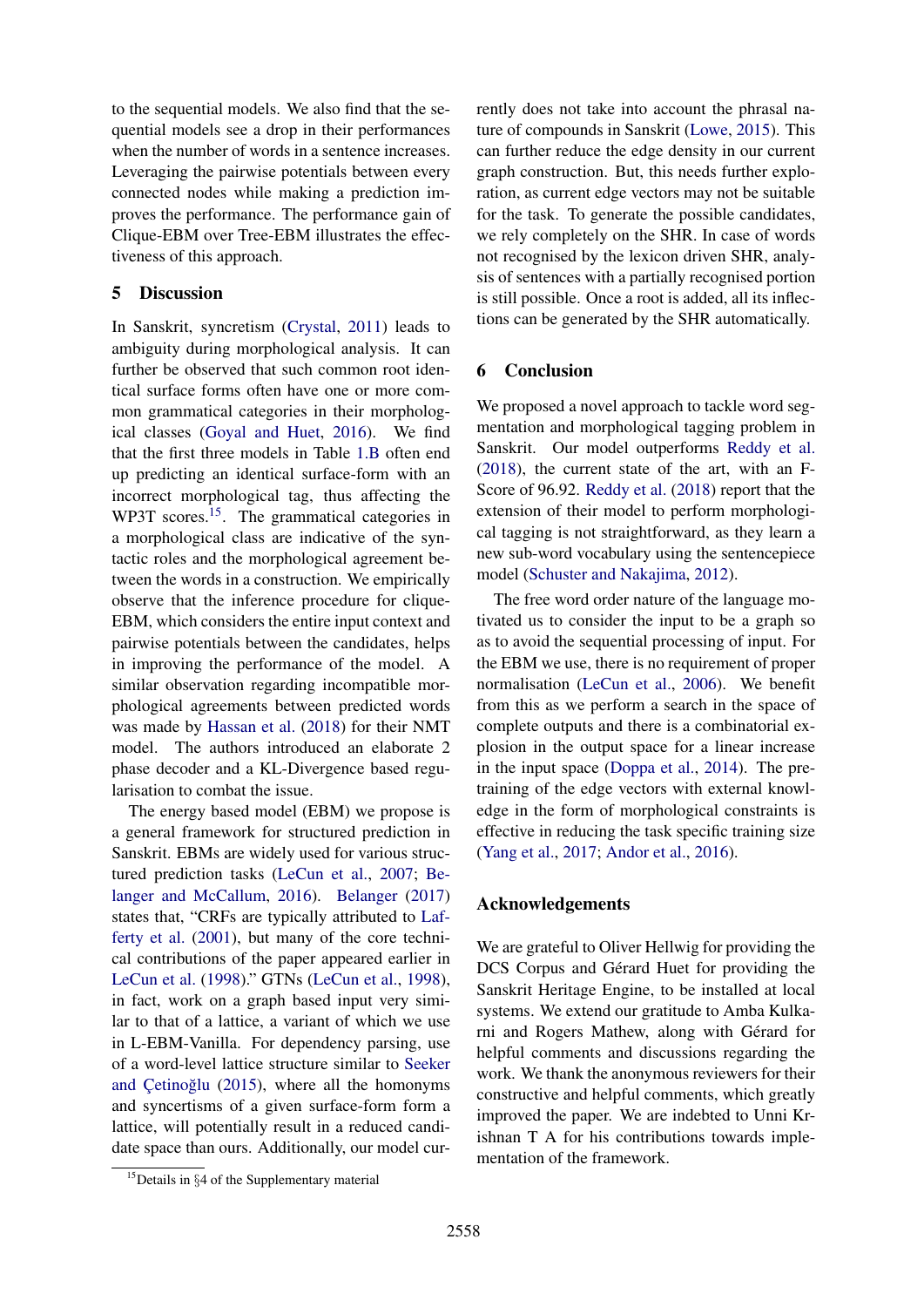to the sequential models. We also find that the sequential models see a drop in their performances when the number of words in a sentence increases. Leveraging the pairwise potentials between every connected nodes while making a prediction improves the performance. The performance gain of Clique-EBM over Tree-EBM illustrates the effectiveness of this approach.

## 5 Discussion

In Sanskrit, syncretism (Crystal, 2011) leads to ambiguity during morphological analysis. It can further be observed that such common root identical surface forms often have one or more common grammatical categories in their morphological classes (Goyal and Huet, 2016). We find that the first three models in Table 1.B often end up predicting an identical surface-form with an incorrect morphological tag, thus affecting the WP3T scores.[15]. The grammatical categories in a morphological class are indicative of the syntactic roles and the morphological agreement between the words in a construction. We empirically observe that the inference procedure for clique-EBM, which considers the entire input context and pairwise potentials between the candidates, helps in improving the performance of the model. A similar observation regarding incompatible morphological agreements between predicted words was made by Hassan et al. (2018) for their NMT model. The authors introduced an elaborate 2 phase decoder and a KL-Divergence based regularisation to combat the issue.

The energy based model (EBM) we propose is a general framework for structured prediction in Sanskrit. EBMs are widely used for various structured prediction tasks (LeCun et al., 2007; Belanger and McCallum, 2016). Belanger (2017) states that, "CRFs are typically attributed to Lafferty et al. (2001), but many of the core technical contributions of the paper appeared earlier in LeCun et al. (1998)." GTNs (LeCun et al., 1998), in fact, work on a graph based input very similar to that of a lattice, a variant of which we use in L-EBM-Vanilla. For dependency parsing, use of a word-level lattice structure similar to Seeker and Çetinoğlu (2015), where all the homonyms and syncertisms of a given surface-form form a lattice, will potentially result in a reduced candidate space than ours. Additionally, our model currently does not take into account the phrasal nature of compounds in Sanskrit (Lowe, 2015). This can further reduce the edge density in our current graph construction. But, this needs further exploration, as current edge vectors may not be suitable for the task. To generate the possible candidates, we rely completely on the SHR. In case of words not recognised by the lexicon driven SHR, analysis of sentences with a partially recognised portion is still possible. Once a root is added, all its inflections can be generated by the SHR automatically.

[15] Details in §4 of the Supplementary material

## 6 Conclusion

We proposed a novel approach to tackle word segmentation and morphological tagging problem in Sanskrit. Our model outperforms Reddy et al. (2018), the current state of the art, with an F-Score of 96.92. Reddy et al. (2018) report that the extension of their model to perform morphological tagging is not straightforward, as they learn a new sub-word vocabulary using the sentencepiece model (Schuster and Nakajima, 2012).

The free word order nature of the language motivated us to consider the input to be a graph so as to avoid the sequential processing of input. For the EBM we use, there is no requirement of proper normalisation (LeCun et al., 2006). We benefit from this as we perform a search in the space of complete outputs and there is a combinatorial explosion in the output space for a linear increase in the input space (Doppa et al., 2014). The pretraining of the edge vectors with external knowledge in the form of morphological constraints is effective in reducing the task specific training size (Yang et al., 2017; Andor et al., 2016).

## Acknowledgements

We are grateful to Oliver Hellwig for providing the DCS Corpus and Gérard Huet for providing the Sanskrit Heritage Engine, to be installed at local systems. We extend our gratitude to Amba Kulkarni and Rogers Mathew, along with Gérard for helpful comments and discussions regarding the work. We thank the anonymous reviewers for their constructive and helpful comments, which greatly improved the paper. We are indebted to Unni Krishnan T A for his contributions towards implementation of the framework.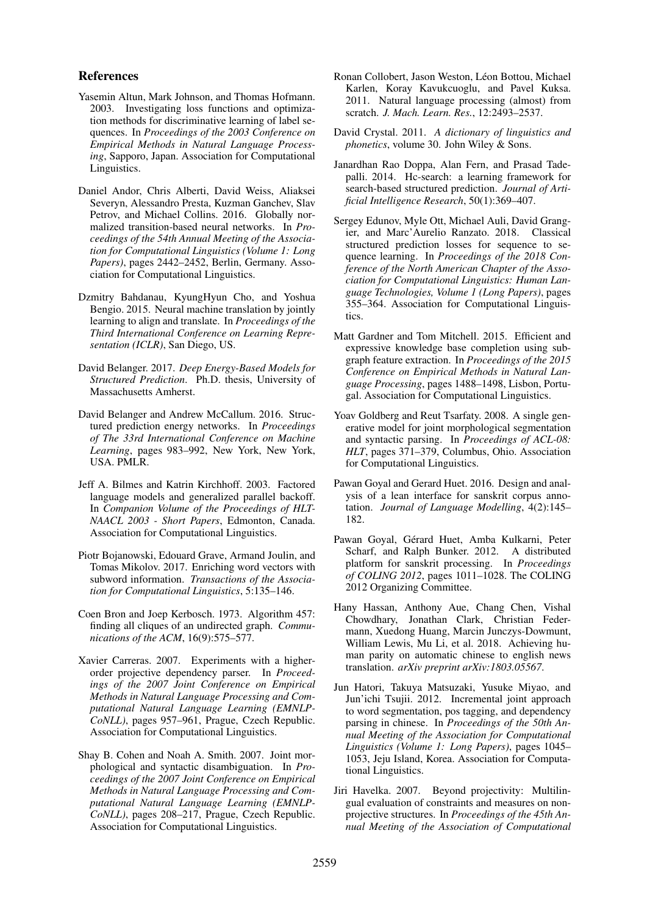## References

Yasemin Altun, Mark Johnson, and Thomas Hofmann. 2003. Investigating loss functions and optimization methods for discriminative learning of label sequences. In *Proceedings of the 2003 Conference on Empirical Methods in Natural Language Processing*, Sapporo, Japan. Association for Computational Linguistics.

Daniel Andor, Chris Alberti, David Weiss, Aliaksei Severyn, Alessandro Presta, Kuzman Ganchev, Slav Petrov, and Michael Collins. 2016. Globally normalized transition-based neural networks. In *Proceedings of the 54th Annual Meeting of the Association for Computational Linguistics (Volume 1: Long Papers)*, pages 2442–2452, Berlin, Germany. Association for Computational Linguistics.

Dzmitry Bahdanau, KyungHyun Cho, and Yoshua Bengio. 2015. Neural machine translation by jointly learning to align and translate. In *Proceedings of the Third International Conference on Learning Representation (ICLR)*, San Diego, US.

David Belanger. 2017. *Deep Energy-Based Models for Structured Prediction*. Ph.D. thesis, University of Massachusetts Amherst.

David Belanger and Andrew McCallum. 2016. Structured prediction energy networks. In *Proceedings of The 33rd International Conference on Machine Learning*, pages 983–992, New York, New York, USA. PMLR.

Jeff A. Bilmes and Katrin Kirchhoff. 2003. Factored language models and generalized parallel backoff. In *Companion Volume of the Proceedings of HLT-NAACL 2003 - Short Papers*, Edmonton, Canada. Association for Computational Linguistics.

Piotr Bojanowski, Edouard Grave, Armand Joulin, and Tomas Mikolov. 2017. Enriching word vectors with subword information. *Transactions of the Association for Computational Linguistics*, 5:135–146.

Coen Bron and Joep Kerbosch. 1973. Algorithm 457: finding all cliques of an undirected graph. *Communications of the ACM*, 16(9):575–577.

Xavier Carreras. 2007. Experiments with a higher-order projective dependency parser. In *Proceedings of the 2007 Joint Conference on Empirical Methods in Natural Language Processing and Computational Natural Language Learning (EMNLP-CoNLL)*, pages 957–961, Prague, Czech Republic. Association for Computational Linguistics.

Shay B. Cohen and Noah A. Smith. 2007. Joint morphological and syntactic disambiguation. In *Proceedings of the 2007 Joint Conference on Empirical Methods in Natural Language Processing and Computational Natural Language Learning (EMNLP-CoNLL)*, pages 208–217, Prague, Czech Republic. Association for Computational Linguistics.

Ronan Collobert, Jason Weston, Léon Bottou, Michael Karlen, Koray Kavukcuoglu, and Pavel Kuksa. 2011. Natural language processing (almost) from scratch. *J. Mach. Learn. Res.*, 12:2493–2537.

David Crystal. 2011. *A dictionary of linguistics and phonetics*, volume 30. John Wiley & Sons.

Janardhan Rao Doppa, Alan Fern, and Prasad Tadepalli. 2014. Hc-search: a learning framework for search-based structured prediction. *Journal of Artificial Intelligence Research*, 50(1):369–407.

Sergey Edunov, Myle Ott, Michael Auli, David Grangier, and Marc'Aurelio Ranzato. 2018. Classical structured prediction losses for sequence to sequence learning. In *Proceedings of the 2018 Conference of the North American Chapter of the Association for Computational Linguistics: Human Language Technologies, Volume 1 (Long Papers)*, pages 355–364. Association for Computational Linguistics.

Matt Gardner and Tom Mitchell. 2015. Efficient and expressive knowledge base completion using subgraph feature extraction. In *Proceedings of the 2015 Conference on Empirical Methods in Natural Language Processing*, pages 1488–1498, Lisbon, Portugal. Association for Computational Linguistics.

Yoav Goldberg and Reut Tsarfaty. 2008. A single generative model for joint morphological segmentation and syntactic parsing. In *Proceedings of ACL-08: HLT*, pages 371–379, Columbus, Ohio. Association for Computational Linguistics.

Pawan Goyal and Gerard Huet. 2016. Design and analysis of a lean interface for sanskrit corpus annotation. *Journal of Language Modelling*, 4(2):145–182.

Pawan Goyal, Gérard Huet, Amba Kulkarni, Peter Scharf, and Ralph Bunker. 2012. A distributed platform for sanskrit processing. In *Proceedings of COLING 2012*, pages 1011–1028. The COLING 2012 Organizing Committee.

Hany Hassan, Anthony Aue, Chang Chen, Vishal Chowdhary, Jonathan Clark, Christian Federmann, Xuedong Huang, Marcin Junczys-Dowmunt, William Lewis, Mu Li, et al. 2018. Achieving human parity on automatic chinese to english news translation. *arXiv preprint arXiv:1803.05567*.

Jun Hatori, Takuya Matsuzaki, Yusuke Miyao, and Jun'ichi Tsujii. 2012. Incremental joint approach to word segmentation, pos tagging, and dependency parsing in chinese. In *Proceedings of the 50th Annual Meeting of the Association for Computational Linguistics (Volume 1: Long Papers)*, pages 1045–1053, Jeju Island, Korea. Association for Computational Linguistics.

Jiri Havelka. 2007. Beyond projectivity: Multilingual evaluation of constraints and measures on non-projective structures. In *Proceedings of the 45th Annual Meeting of the Association of Computational*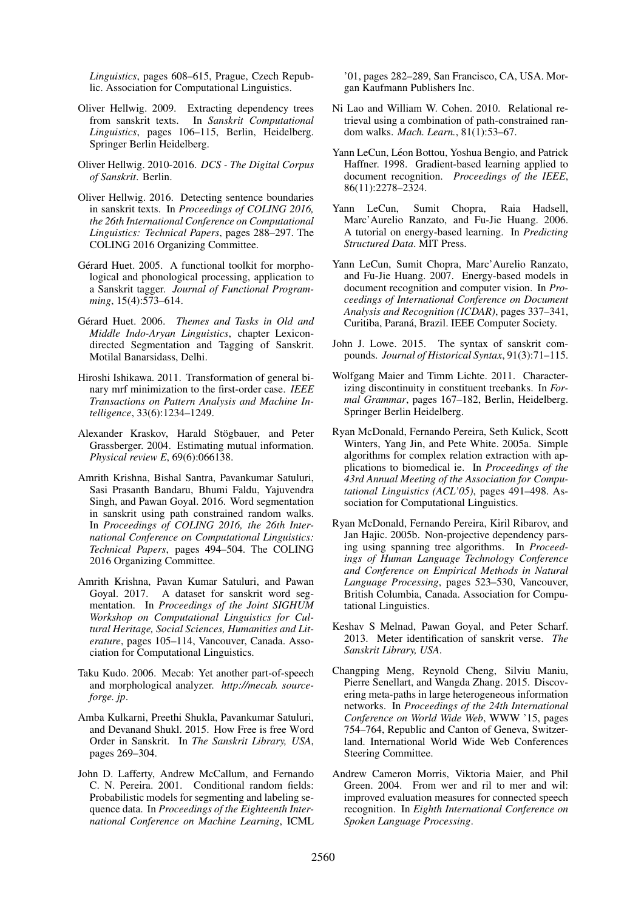*Linguistics*, pages 608–615, Prague, Czech Republic. Association for Computational Linguistics.

Oliver Hellwig. 2009. Extracting dependency trees from sanskrit texts. In *Sanskrit Computational Linguistics*, pages 106–115, Berlin, Heidelberg. Springer Berlin Heidelberg.

Oliver Hellwig. 2010-2016. *DCS - The Digital Corpus of Sanskrit*. Berlin.

Oliver Hellwig. 2016. Detecting sentence boundaries in sanskrit texts. In *Proceedings of COLING 2016, the 26th International Conference on Computational Linguistics: Technical Papers*, pages 288–297. The COLING 2016 Organizing Committee.

Gérard Huet. 2005. A functional toolkit for morphological and phonological processing, application to a Sanskrit tagger. *Journal of Functional Programming*, 15(4):573–614.

Gérard Huet. 2006. *Themes and Tasks in Old and Middle Indo-Aryan Linguistics*, chapter Lexicon-directed Segmentation and Tagging of Sanskrit. Motilal Banarsidass, Delhi.

Hiroshi Ishikawa. 2011. Transformation of general binary mrf minimization to the first-order case. *IEEE Transactions on Pattern Analysis and Machine Intelligence*, 33(6):1234–1249.

Alexander Kraskov, Harald Stögbauer, and Peter Grassberger. 2004. Estimating mutual information. *Physical review E*, 69(6):066138.

Amrith Krishna, Bishal Santra, Pavankumar Satuluri, Sasi Prasanth Bandaru, Bhumi Faldu, Yajuvendra Singh, and Pawan Goyal. 2016. Word segmentation in sanskrit using path constrained random walks. In *Proceedings of COLING 2016, the 26th International Conference on Computational Linguistics: Technical Papers*, pages 494–504. The COLING 2016 Organizing Committee.

Amrith Krishna, Pavan Kumar Satuluri, and Pawan Goyal. 2017. A dataset for sanskrit word segmentation. In *Proceedings of the Joint SIGHUM Workshop on Computational Linguistics for Cultural Heritage, Social Sciences, Humanities and Literature*, pages 105–114, Vancouver, Canada. Association for Computational Linguistics.

Taku Kudo. 2006. Mecab: Yet another part-of-speech and morphological analyzer. *http://mecab. sourceforge. jp*.

Amba Kulkarni, Preethi Shukla, Pavankumar Satuluri, and Devanand Shukl. 2015. How Free is free Word Order in Sanskrit. In *The Sanskrit Library, USA*, pages 269–304.

John D. Lafferty, Andrew McCallum, and Fernando C. N. Pereira. 2001. Conditional random fields: Probabilistic models for segmenting and labeling sequence data. In *Proceedings of the Eighteenth International Conference on Machine Learning*, ICML '01, pages 282–289, San Francisco, CA, USA. Morgan Kaufmann Publishers Inc.

Ni Lao and William W. Cohen. 2010. Relational retrieval using a combination of path-constrained random walks. *Mach. Learn.*, 81(1):53–67.

Yann LeCun, Léon Bottou, Yoshua Bengio, and Patrick Haffner. 1998. Gradient-based learning applied to document recognition. *Proceedings of the IEEE*, 86(11):2278–2324.

Yann LeCun, Sumit Chopra, Raia Hadsell, Marc'Aurelio Ranzato, and Fu-Jie Huang. 2006. A tutorial on energy-based learning. In *Predicting Structured Data*. MIT Press.

Yann LeCun, Sumit Chopra, Marc'Aurelio Ranzato, and Fu-Jie Huang. 2007. Energy-based models in document recognition and computer vision. In *Proceedings of International Conference on Document Analysis and Recognition (ICDAR)*, pages 337–341, Curitiba, Paraná, Brazil. IEEE Computer Society.

John J. Lowe. 2015. The syntax of sanskrit compounds. *Journal of Historical Syntax*, 91(3):71–115.

Wolfgang Maier and Timm Lichte. 2011. Characterizing discontinuity in constituent treebanks. In *Formal Grammar*, pages 167–182, Berlin, Heidelberg. Springer Berlin Heidelberg.

Ryan McDonald, Fernando Pereira, Seth Kulick, Scott Winters, Yang Jin, and Pete White. 2005a. Simple algorithms for complex relation extraction with applications to biomedical ie. In *Proceedings of the 43rd Annual Meeting of the Association for Computational Linguistics (ACL'05)*, pages 491–498. Association for Computational Linguistics.

Ryan McDonald, Fernando Pereira, Kiril Ribarov, and Jan Hajic. 2005b. Non-projective dependency parsing using spanning tree algorithms. In *Proceedings of Human Language Technology Conference and Conference on Empirical Methods in Natural Language Processing*, pages 523–530, Vancouver, British Columbia, Canada. Association for Computational Linguistics.

Keshav S Melnad, Pawan Goyal, and Peter Scharf. 2013. Meter identification of sanskrit verse. *The Sanskrit Library, USA*.

Changping Meng, Reynold Cheng, Silviu Maniu, Pierre Senellart, and Wangda Zhang. 2015. Discovering meta-paths in large heterogeneous information networks. In *Proceedings of the 24th International Conference on World Wide Web*, WWW '15, pages 754–764, Republic and Canton of Geneva, Switzerland. International World Wide Web Conferences Steering Committee.

Andrew Cameron Morris, Viktoria Maier, and Phil Green. 2004. From wer and ril to mer and wil: improved evaluation measures for connected speech recognition. In *Eighth International Conference on Spoken Language Processing*.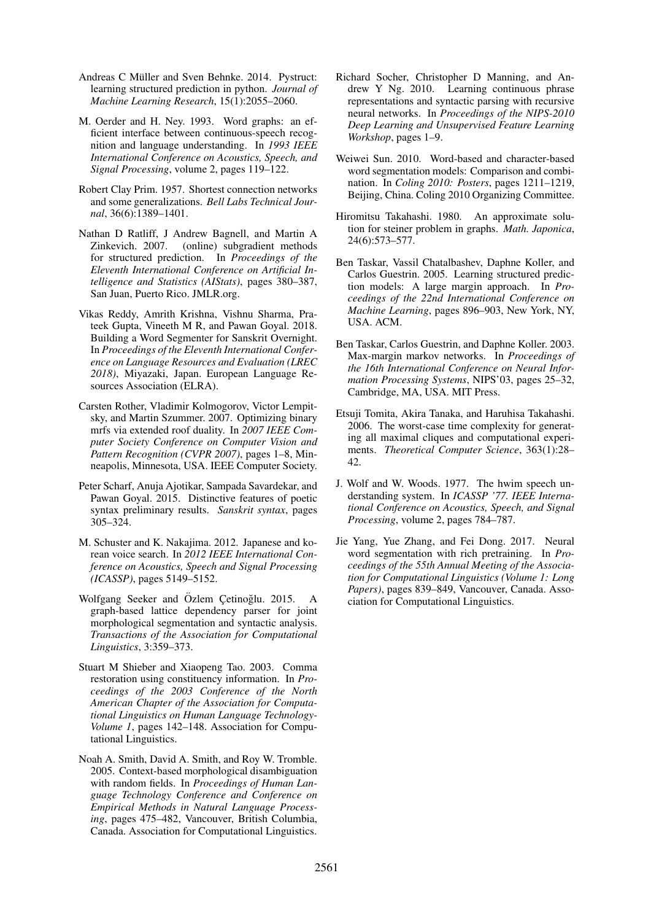Andreas C Müller and Sven Behnke. 2014. Pystruct: learning structured prediction in python. *Journal of Machine Learning Research*, 15(1):2055–2060.

M. Oerder and H. Ney. 1993. Word graphs: an efficient interface between continuous-speech recognition and language understanding. In *1993 IEEE International Conference on Acoustics, Speech, and Signal Processing*, volume 2, pages 119–122.

Robert Clay Prim. 1957. Shortest connection networks and some generalizations. *Bell Labs Technical Journal*, 36(6):1389–1401.

Nathan D Ratliff, J Andrew Bagnell, and Martin A Zinkevich. 2007. (online) subgradient methods for structured prediction. In *Proceedings of the Eleventh International Conference on Artificial Intelligence and Statistics (AIStats)*, pages 380–387, San Juan, Puerto Rico. JMLR.org.

Vikas Reddy, Amrith Krishna, Vishnu Sharma, Prateek Gupta, Vineeth M R, and Pawan Goyal. 2018. Building a Word Segmenter for Sanskrit Overnight. In *Proceedings of the Eleventh International Conference on Language Resources and Evaluation (LREC 2018)*, Miyazaki, Japan. European Language Resources Association (ELRA).

Carsten Rother, Vladimir Kolmogorov, Victor Lempitsky, and Martin Szummer. 2007. Optimizing binary mrfs via extended roof duality. In *2007 IEEE Computer Society Conference on Computer Vision and Pattern Recognition (CVPR 2007)*, pages 1–8, Minneapolis, Minnesota, USA. IEEE Computer Society.

Peter Scharf, Anuja Ajotikar, Sampada Savardekar, and Pawan Goyal. 2015. Distinctive features of poetic syntax preliminary results. *Sanskrit syntax*, pages 305–324.

M. Schuster and K. Nakajima. 2012. Japanese and korean voice search. In *2012 IEEE International Conference on Acoustics, Speech and Signal Processing (ICASSP)*, pages 5149–5152.

Wolfgang Seeker and Özlem Çetinoğlu. 2015. A graph-based lattice dependency parser for joint morphological segmentation and syntactic analysis. *Transactions of the Association for Computational Linguistics*, 3:359–373.

Stuart M Shieber and Xiaopeng Tao. 2003. Comma restoration using constituency information. In *Proceedings of the 2003 Conference of the North American Chapter of the Association for Computational Linguistics on Human Language Technology-Volume 1*, pages 142–148. Association for Computational Linguistics.

Noah A. Smith, David A. Smith, and Roy W. Tromble. 2005. Context-based morphological disambiguation with random fields. In *Proceedings of Human Language Technology Conference and Conference on Empirical Methods in Natural Language Processing*, pages 475–482, Vancouver, British Columbia, Canada. Association for Computational Linguistics.

Richard Socher, Christopher D Manning, and Andrew Y Ng. 2010. Learning continuous phrase representations and syntactic parsing with recursive neural networks. In *Proceedings of the NIPS-2010 Deep Learning and Unsupervised Feature Learning Workshop*, pages 1–9.

Weiwei Sun. 2010. Word-based and character-based word segmentation models: Comparison and combination. In *Coling 2010: Posters*, pages 1211–1219, Beijing, China. Coling 2010 Organizing Committee.

Hiromitsu Takahashi. 1980. An approximate solution for steiner problem in graphs. *Math. Japonica*, 24(6):573–577.

Ben Taskar, Vassil Chatalbashev, Daphne Koller, and Carlos Guestrin. 2005. Learning structured prediction models: A large margin approach. In *Proceedings of the 22nd International Conference on Machine Learning*, pages 896–903, New York, NY, USA. ACM.

Ben Taskar, Carlos Guestrin, and Daphne Koller. 2003. Max-margin markov networks. In *Proceedings of the 16th International Conference on Neural Information Processing Systems*, NIPS'03, pages 25–32, Cambridge, MA, USA. MIT Press.

Etsuji Tomita, Akira Tanaka, and Haruhisa Takahashi. 2006. The worst-case time complexity for generating all maximal cliques and computational experiments. *Theoretical Computer Science*, 363(1):28–42.

J. Wolf and W. Woods. 1977. The hwim speech understanding system. In *ICASSP '77. IEEE International Conference on Acoustics, Speech, and Signal Processing*, volume 2, pages 784–787.

Jie Yang, Yue Zhang, and Fei Dong. 2017. Neural word segmentation with rich pretraining. In *Proceedings of the 55th Annual Meeting of the Association for Computational Linguistics (Volume 1: Long Papers)*, pages 839–849, Vancouver, Canada. Association for Computational Linguistics.